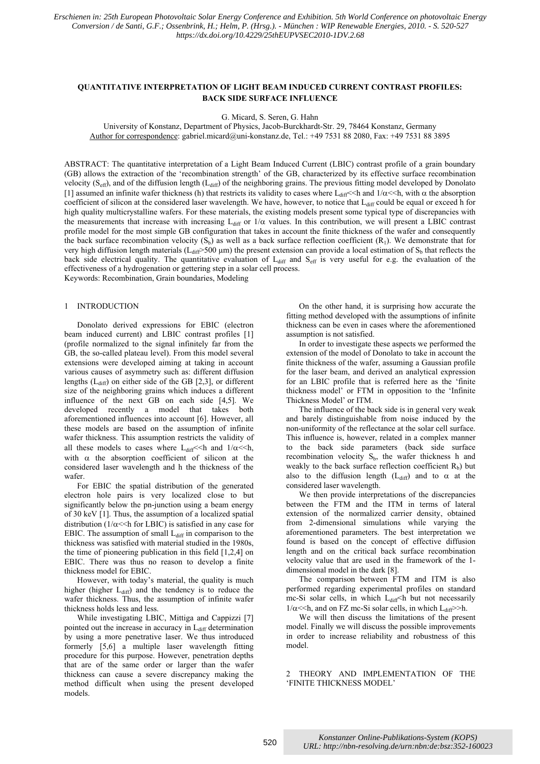*Erschienen in: 25th European Photovoltaic Solar Energy Conference and Exhibition. 5th World Conference on photovoltaic Energy Conversion / de Santi, G.F.; Ossenbrink, H.; Helm, P. (Hrsg.). - München : WIP Renewable Energies, 2010. - S. 520-527 https://dx.doi.org/10.4229/25thEUPVSEC2010-1DV.2.68*

# QUANTITATIVE INTERPRETATION OF LIGHT BEAM INDUCED CURRENT CONTRAST PROFILES: BACK SIDE SURFACE INFLUENCE

G. Micard, S. Seren, G. Hahn

University of Konstanz, Department of Physics, Jacob-Burckhardt-Str. 29, 78464 Konstanz, Germany

Author for correspondence: gabriel.micard@uni-konstanz.de, Tel.: +49 7531 88 2080, Fax: +49 7531 88 3895

ABSTRACT: The quantitative interpretation of a Light Beam Induced Current (LBIC) contrast profile of a grain boundary (GB) allows the extraction of the 'recombination strength' of the GB, characterized by its effective surface recombination velocity ($S_{eff}$), and of the diffusion length ($L_{diff}$) of the neighboring grains. The previous fitting model developed by Donolato [1] assumed an infinite wafer thickness (h) that restricts its validity to cases where $L_{diff}$<<h and $1/\alpha$<<h, with $\alpha$ the absorption coefficient of silicon at the considered laser wavelength. We have, however, to notice that $L_{diff}$ could be equal or exceed h for high quality multicrystalline wafers. For these materials, the existing models present some typical type of discrepancies with the measurements that increase with increasing $L_{diff}$ or $1/\alpha$ values. In this contribution, we will present a LBIC contrast profile model for the most simple GB configuration that takes in account the finite thickness of the wafer and consequently the back surface recombination velocity ($S_b$) as well as a back surface reflection coefficient ($R_1$). We demonstrate that for very high diffusion length materials ($L_{diff}$>500 µm) the present extension can provide a local estimation of $S_b$ that reflects the back side electrical quality. The quantitative evaluation of $L_{diff}$ and $S_{eff}$ is very useful for e.g. the evaluation of the effectiveness of a hydrogenation or gettering step in a solar cell process.

Keywords: Recombination, Grain boundaries, Modeling

## 1 INTRODUCTION

Donolato derived expressions for EBIC (electron beam induced current) and LBIC contrast profiles [1] (profile normalized to the signal infinitely far from the GB, the so-called plateau level). From this model several extensions were developed aiming at taking in account various causes of asymmetry such as: different diffusion lengths ($L_{diff}$) on either side of the GB [2,3], or different size of the neighboring grains which induces a different influence of the next GB on each side [4,5]. We developed recently a model that takes both aforementioned influences into account [6]. However, all these models are based on the assumption of infinite wafer thickness. This assumption restricts the validity of all these models to cases where $L_{diff}$<<h and $1/\alpha$<<h, with $\alpha$ the absorption coefficient of silicon at the considered laser wavelength and h the thickness of the wafer.

For EBIC the spatial distribution of the generated electron hole pairs is very localized close to but significantly below the pn-junction using a beam energy of 30 keV [1]. Thus, the assumption of a localized spatial distribution ($1/\alpha$<<h for LBIC) is satisfied in any case for EBIC. The assumption of small $L_{diff}$ in comparison to the wafer thickness was satisfied with material studied in the 1980s, the time of pioneering publication in this field [1,2,4] on EBIC. There was thus no reason to develop a finite thickness model for EBIC.

However, with today's material, the quality is much higher (higher $L_{diff}$) and the tendency is to reduce the wafer thickness. Thus, the assumption of infinite wafer thickness holds less and less.

While investigating LBIC, Mittiga and Cappizzi [7] pointed out the increase in accuracy in $L_{diff}$ determination by using a more penetrative laser. We thus introduced formerly [5,6] a multiple laser wavelength fitting procedure for this purpose. However, penetration depths that are of the same order or larger than the wafer thickness can cause a severe discrepancy making the method difficult when using the present developed models.

On the other hand, it is surprising how accurate the fitting method developed with the assumptions of infinite thickness can be even in cases where the aforementioned assumption is not satisfied.

In order to investigate these aspects we performed the extension of the model of Donolato to take in account the finite thickness of the wafer, assuming a Gaussian profile for the laser beam, and derived an analytical expression for an LBIC profile that is referred here as the 'finite thickness model' or FTM in opposition to the 'Infinite Thickness Model' or ITM.

The influence of the back side is in general very weak and barely distinguishable from noise induced by the non-uniformity of the reflectance at the solar cell surface. This influence is, however, related in a complex manner to the back side parameters (back side surface recombination velocity $S_b$, the wafer thickness h and weakly to the back surface reflection coefficient $R_b$) but also to the diffusion length ($L_{diff}$) and to $\alpha$ at the considered laser wavelength.

We then provide interpretations of the discrepancies between the FTM and the ITM in terms of lateral extension of the normalized carrier density, obtained from 2-dimensional simulations while varying the aforementioned parameters. The best interpretation we found is based on the concept of effective diffusion length and on the critical back surface recombination velocity value that are used in the framework of the 1-dimensional model in the dark [8].

The comparison between FTM and ITM is also performed regarding experimental profiles on standard mc-Si solar cells, in which $L_{diff}$<h but not necessarily $1/\alpha$<<h, and on FZ mc-Si solar cells, in which $L_{diff}$>>h.

We will then discuss the limitations of the present model. Finally we will discuss the possible improvements in order to increase reliability and robustness of this model.

## 2 THEORY AND IMPLEMENTATION OF THE 'FINITE THICKNESS MODEL'

*Konstanzer Online-Publikations-System (KOPS) URL: http://nbn-resolving.de/urn:nbn:de:bsz:352-160023*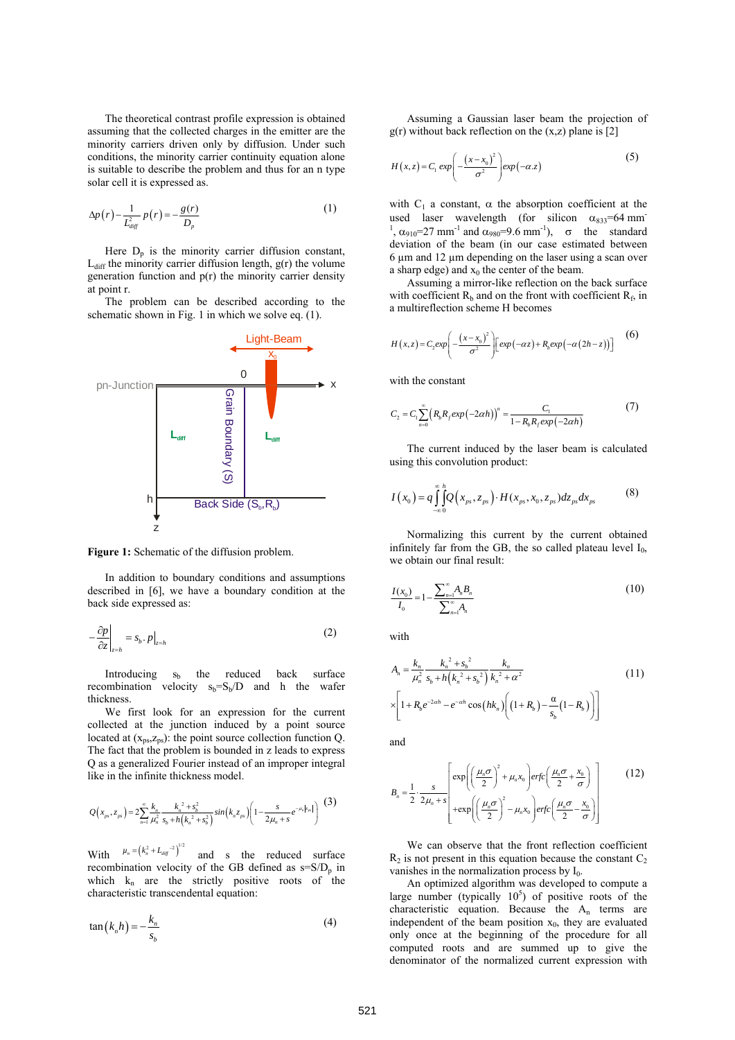The theoretical contrast profile expression is obtained assuming that the collected charges in the emitter are the minority carriers driven only by diffusion. Under such conditions, the minority carrier continuity equation alone is suitable to describe the problem and thus for an n type solar cell it is expressed as.

$$\Delta p(r) - \frac{1}{L_{diff}^2} p(r) = -\frac{g(r)}{D_p} \qquad (1)$$

Here $D_p$ is the minority carrier diffusion constant, $L_{diff}$ the minority carrier diffusion length, g(r) the volume generation function and p(r) the minority carrier density at point r.

The problem can be described according to the schematic shown in Fig. 1 in which we solve eq. (1).

**Figure 1:** Schematic of the diffusion problem.

In addition to boundary conditions and assumptions described in [6], we have a boundary condition at the back side expressed as:

$$-\left.\frac{\partial p}{\partial z}\right|_{z=h} = s_b \cdot p|_{z=h} \qquad (2)$$

Introducing $s_b$ the reduced back surface recombination velocity $s_b = S_b/D$ and h the wafer thickness.

We first look for an expression for the current collected at the junction induced by a point source located at $(x_{ps}, z_{ps})$: the point source collection function Q. The fact that the problem is bounded in z leads to express Q as a generalized Fourier instead of an improper integral like in the infinite thickness model.

$$Q(x_{ps}, z_{ps}) = 2\sum_{n=1}^{\infty} \frac{k_n}{\mu_n^2} \frac{k_n^2 + s_b^2}{s_b + h(k_n^2 + s_b^2)} \sin(k_n z_{ps}) \left(1 - \frac{s}{2\mu_n + s} e^{-\mu_n |x_{ps}|}\right) \qquad (3)$$

With $\mu_n = \left(k_n^2 + L_{diff}^{-2}\right)^{1/2}$ and s the reduced surface recombination velocity of the GB defined as $s = S/D_p$ in which $k_n$ are the strictly positive roots of the characteristic transcendental equation:

$$\tan(k_n h) = -\frac{k_n}{s_b} \qquad (4)$$

Assuming a Gaussian laser beam the projection of g(r) without back reflection on the (x,z) plane is [2]

$$H(x,z) = C_1 \exp\left(-\frac{(x - x_0)^2}{\sigma^2}\right) \exp(-\alpha . z) \qquad (5)$$

with $C_1$ a constant, $\alpha$ the absorption coefficient at the used laser wavelength (for silicon $\alpha_{833}$=64 mm$^{-1}$, $\alpha_{910}$=27 mm$^{-1}$ and $\alpha_{980}$=9.6 mm$^{-1}$), $\sigma$ the standard deviation of the beam (in our case estimated between 6 µm and 12 µm depending on the laser using a scan over a sharp edge) and $x_0$ the center of the beam.

Assuming a mirror-like reflection on the back surface with coefficient $R_b$ and on the front with coefficient $R_f$, in a multireflection scheme H becomes

$$H(x,z) = C_2 \exp\left(-\frac{(x - x_0)^2}{\sigma^2}\right) \left[\exp(-\alpha z) + R_b \exp(-\alpha(2h - z))\right] \qquad (6)$$

with the constant

$$C_2 = C_1 \sum_{n=0}^{\infty} \left(R_b R_f \exp(-2\alpha h)\right)^n = \frac{C_1}{1 - R_b R_f \exp(-2\alpha h)} \qquad (7)$$

The current induced by the laser beam is calculated using this convolution product:

$$I(x_0) = q \int_{-\infty}^{\infty} \int_{0}^{h} Q(x_{ps}, z_{ps}) \cdot H(x_{ps}, x_0, z_{ps}) dz_{ps} dx_{ps} \qquad (8)$$

Normalizing this current by the current obtained infinitely far from the GB, the so called plateau level $I_0$, we obtain our final result:

$$\frac{I(x_0)}{I_0} = 1 - \frac{\sum_{n=1}^{\infty} A_n B_n}{\sum_{n=1}^{\infty} A_n} \qquad (10)$$

with

$$A_n = \frac{k_n}{\mu_n^2} \frac{k_n^2 + s_b^2}{s_b + h(k_n^2 + s_b^2)} \frac{k_n}{k_n^2 + \alpha^2} \times \left[1 + R_b e^{-2\alpha h} - e^{-\alpha h} \cos(hk_n) \left((1 + R_b) - \frac{\alpha}{s_b}(1 - R_b)\right)\right] \qquad (11)$$

and

$$B_n = \frac{1}{2} \cdot \frac{s}{2\mu_n + s} \left[ \begin{array}{l} \exp\left(\left(\frac{\mu_n \sigma}{2}\right)^2 + \mu_n x_0\right) \mathrm{erfc}\left(\frac{\mu_n \sigma}{2} + \frac{x_0}{\sigma}\right) \\ + \exp\left(\left(\frac{\mu_n \sigma}{2}\right)^2 - \mu_n x_0\right) \mathrm{erfc}\left(\frac{\mu_n \sigma}{2} - \frac{x_0}{\sigma}\right) \end{array} \right] \qquad (12)$$

We can observe that the front reflection coefficient $R_2$ is not present in this equation because the constant $C_2$ vanishes in the normalization process by $I_0$.

An optimized algorithm was developed to compute a large number (typically $10^5$) of positive roots of the characteristic equation. Because the $A_n$ terms are independent of the beam position $x_0$, they are evaluated only once at the beginning of the procedure for all computed roots and are summed up to give the denominator of the normalized current expression with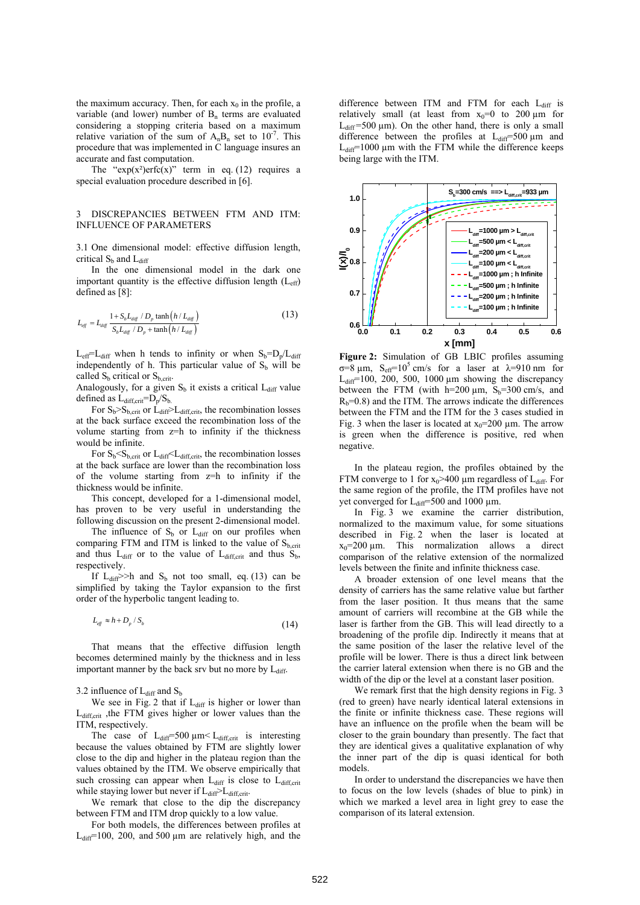the maximum accuracy. Then, for each $x_0$ in the profile, a variable (and lower) number of $B_n$ terms are evaluated considering a stopping criteria based on a maximum relative variation of the sum of $A_nB_n$ set to $10^{-7}$. This procedure that was implemented in C language insures an accurate and fast computation.

The "$\exp(x^2)\text{erfc}(x)$" term in eq. (12) requires a special evaluation procedure described in [6].

## 3 DISCREPANCIES BETWEEN FTM AND ITM: INFLUENCE OF PARAMETERS

### 3.1 One dimensional model: effective diffusion length, critical $S_b$ and $L_{diff}$

In the one dimensional model in the dark one important quantity is the effective diffusion length ($L_{eff}$) defined as [8]:

$$L_{eff} = L_{diff} \frac{1 + S_b L_{diff} / D_p \tanh\left(h / L_{diff}\right)}{S_b L_{diff} / D_p + \tanh\left(h / L_{diff}\right)} \tag{13}$$

$L_{eff}$=$L_{diff}$ when h tends to infinity or when $S_b$=$D_p$/$L_{diff}$ independently of h. This particular value of $S_b$ will be called $S_b$ critical or $S_{b,crit}$.

Analogously, for a given $S_b$ it exists a critical $L_{diff}$ value defined as $L_{diff,crit}$=$D_p$/$S_b$.

For $S_b$>$S_{b,crit}$ or $L_{diff}$>$L_{diff,crit}$, the recombination losses at the back surface exceed the recombination loss of the volume starting from z=h to infinity if the thickness would be infinite.

For $S_b$<$S_{b,crit}$ or $L_{diff}$<$L_{diff,crit}$, the recombination losses at the back surface are lower than the recombination loss of the volume starting from z=h to infinity if the thickness would be infinite.

This concept, developed for a 1-dimensional model, has proven to be very useful in understanding the following discussion on the present 2-dimensional model.

The influence of $S_b$ or $L_{diff}$ on our profiles when comparing FTM and ITM is linked to the value of $S_{b,crit}$ and thus $L_{diff}$ or to the value of $L_{diff,crit}$ and thus $S_b$, respectively.

If $L_{diff}$>>h and $S_b$ not too small, eq. (13) can be simplified by taking the Taylor expansion to the first order of the hyperbolic tangent leading to.

$$L_{eff} \approx h + D_p / S_b \tag{14}$$

That means that the effective diffusion length becomes determined mainly by the thickness and in less important manner by the back srv but no more by $L_{diff}$.

### 3.2 influence of $L_{diff}$ and $S_b$

We see in Fig. 2 that if $L_{diff}$ is higher or lower than $L_{diff,crit}$ ,the FTM gives higher or lower values than the ITM, respectively.

The case of $L_{diff}$=500 µm< $L_{diff,crit}$ is interesting because the values obtained by FTM are slightly lower close to the dip and higher in the plateau region than the values obtained by the ITM. We observe empirically that such crossing can appear when $L_{diff}$ is close to $L_{diff,crit}$ while staying lower but never if $L_{diff}$>$L_{diff,crit}$.

We remark that close to the dip the discrepancy between FTM and ITM drop quickly to a low value.

For both models, the differences between profiles at $L_{diff}$=100, 200, and 500 µm are relatively high, and the difference between ITM and FTM for each $L_{diff}$ is relatively small (at least from $x_0$=0 to 200 µm for $L_{diff}$=500 µm). On the other hand, there is only a small difference between the profiles at $L_{diff}$=500 µm and $L_{diff}$=1000 µm with the FTM while the difference keeps being large with the ITM.

**Figure 2:** Simulation of GB LBIC profiles assuming σ=8 µm, $S_{eff}$=$10^5$ cm/s for a laser at λ=910 nm for $L_{diff}$=100, 200, 500, 1000 µm showing the discrepancy between the FTM (with h=200 µm, $S_b$=300 cm/s, and $R_b$=0.8) and the ITM. The arrows indicate the differences between the FTM and the ITM for the 3 cases studied in Fig. 3 when the laser is located at $x_0$=200 µm. The arrow is green when the difference is positive, red when negative.

In the plateau region, the profiles obtained by the FTM converge to 1 for $x_0$>400 µm regardless of $L_{diff}$. For the same region of the profile, the ITM profiles have not yet converged for $L_{diff}$=500 and 1000 µm.

In Fig. 3 we examine the carrier distribution, normalized to the maximum value, for some situations described in Fig. 2 when the laser is located at $x_0$=200 µm. This normalization allows a direct comparison of the relative extension of the normalized levels between the finite and infinite thickness case.

A broader extension of one level means that the density of carriers has the same relative value but farther from the laser position. It thus means that the same amount of carriers will recombine at the GB while the laser is farther from the GB. This will lead directly to a broadening of the profile dip. Indirectly it means that at the same position of the laser the relative level of the profile will be lower. There is thus a direct link between the carrier lateral extension when there is no GB and the width of the dip or the level at a constant laser position.

We remark first that the high density regions in Fig. 3 (red to green) have nearly identical lateral extensions in the finite or infinite thickness case. These regions will have an influence on the profile when the beam will be closer to the grain boundary than presently. The fact that they are identical gives a qualitative explanation of why the inner part of the dip is quasi identical for both models.

In order to understand the discrepancies we have then to focus on the low levels (shades of blue to pink) in which we marked a level area in light grey to ease the comparison of its lateral extension.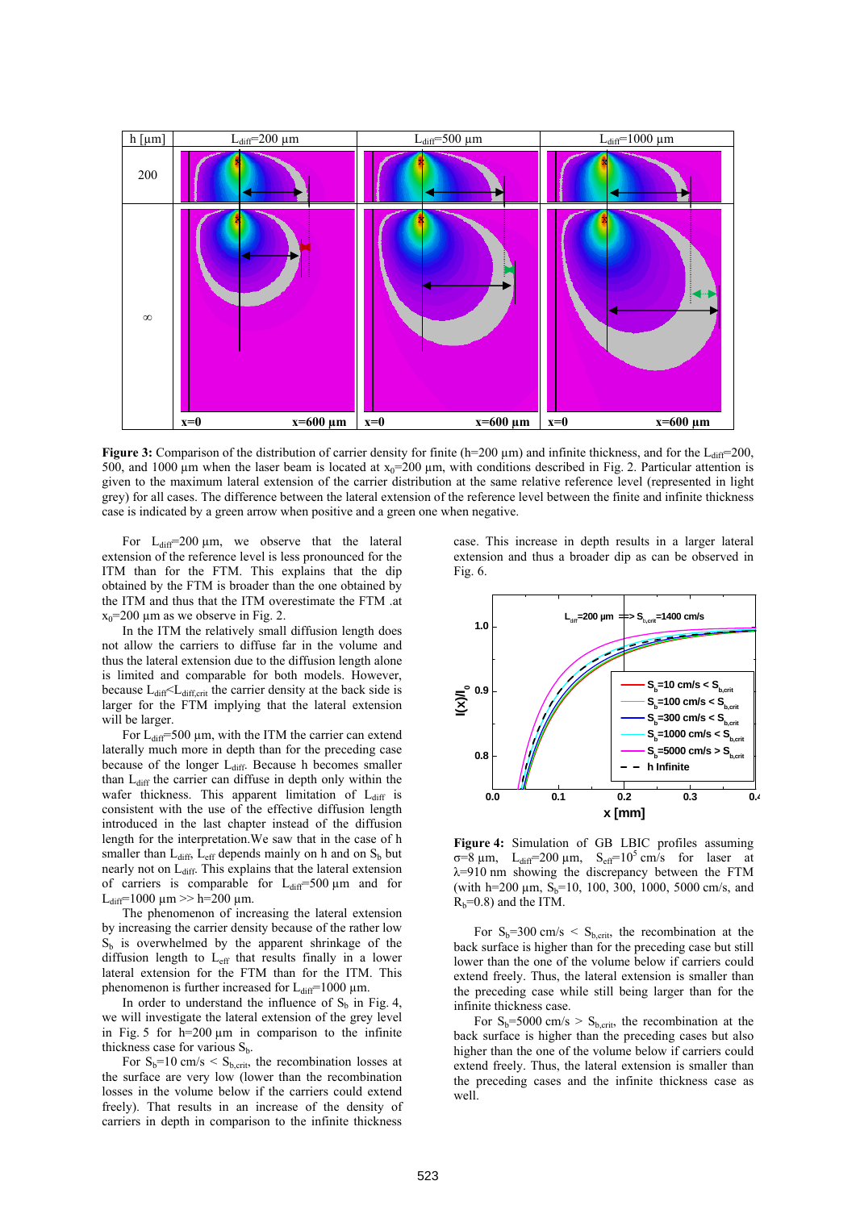**Figure 3:** Comparison of the distribution of carrier density for finite (h=200 µm) and infinite thickness, and for the $L_{diff}$=200, 500, and 1000 µm when the laser beam is located at $x_0$=200 µm, with conditions described in Fig. 2. Particular attention is given to the maximum lateral extension of the carrier distribution at the same relative reference level (represented in light grey) for all cases. The difference between the lateral extension of the reference level between the finite and infinite thickness case is indicated by a green arrow when positive and a green one when negative.

For $L_{diff}$=200 µm, we observe that the lateral extension of the reference level is less pronounced for the ITM than for the FTM. This explains that the dip obtained by the FTM is broader than the one obtained by the ITM and thus that the ITM overestimate the FTM .at $x_0$=200 µm as we observe in Fig. 2.

In the ITM the relatively small diffusion length does not allow the carriers to diffuse far in the volume and thus the lateral extension due to the diffusion length alone is limited and comparable for both models. However, because $L_{diff}$<$L_{diff,crit}$ the carrier density at the back side is larger for the FTM implying that the lateral extension will be larger.

For $L_{diff}$=500 µm, with the ITM the carrier can extend laterally much more in depth than for the preceding case because of the longer $L_{diff}$. Because h becomes smaller than $L_{diff}$ the carrier can diffuse in depth only within the wafer thickness. This apparent limitation of $L_{diff}$ is consistent with the use of the effective diffusion length introduced in the last chapter instead of the diffusion length for the interpretation.We saw that in the case of h smaller than $L_{diff}$, $L_{eff}$ depends mainly on h and on $S_b$ but nearly not on $L_{diff}$. This explains that the lateral extension of carriers is comparable for $L_{diff}$=500 µm and for $L_{diff}$=1000 µm >> h=200 µm.

The phenomenon of increasing the lateral extension by increasing the carrier density because of the rather low $S_b$ is overwhelmed by the apparent shrinkage of the diffusion length to $L_{eff}$ that results finally in a lower lateral extension for the FTM than for the ITM. This phenomenon is further increased for $L_{diff}$=1000 µm.

In order to understand the influence of $S_b$ in Fig. 4, we will investigate the lateral extension of the grey level in Fig. 5 for h=200 µm in comparison to the infinite thickness case for various $S_b$.

For $S_b$=10 cm/s < $S_{b,crit}$, the recombination losses at the surface are very low (lower than the recombination losses in the volume below if the carriers could extend freely). That results in an increase of the density of carriers in depth in comparison to the infinite thickness case. This increase in depth results in a larger lateral extension and thus a broader dip as can be observed in Fig. 6.

**Figure 4:** Simulation of GB LBIC profiles assuming σ=8 µm, $L_{diff}$=200 µm, $S_{eff}$=$10^5$ cm/s for laser at λ=910 nm showing the discrepancy between the FTM (with h=200 µm, $S_b$=10, 100, 300, 1000, 5000 cm/s, and $R_b$=0.8) and the ITM.

For $S_b$=300 cm/s < $S_{b,crit}$, the recombination at the back surface is higher than for the preceding case but still lower than the one of the volume below if carriers could extend freely. Thus, the lateral extension is smaller than the preceding case while still being larger than for the infinite thickness case.

For $S_b$=5000 cm/s > $S_{b,crit}$, the recombination at the back surface is higher than the preceding cases but also higher than the one of the volume below if carriers could extend freely. Thus, the lateral extension is smaller than the preceding cases and the infinite thickness case as well.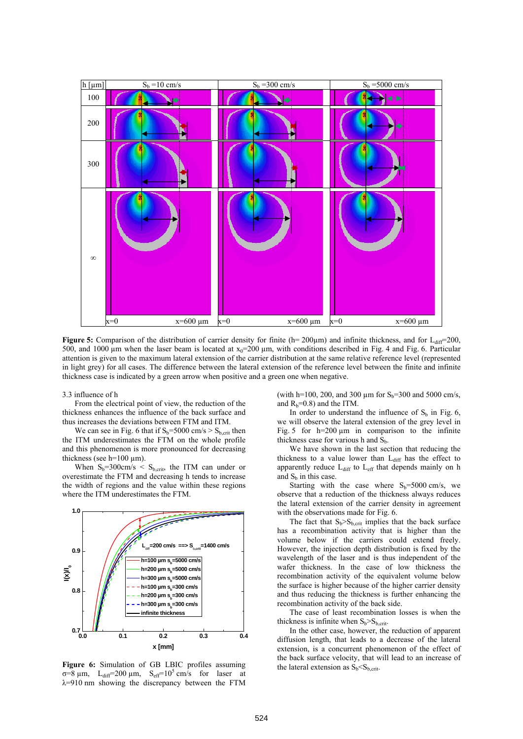**Figure 5:** Comparison of the distribution of carrier density for finite (h= 200µm) and infinite thickness, and for $L_{diff}$=200, 500, and 1000 µm when the laser beam is located at $x_0$=200 µm, with conditions described in Fig. 4 and Fig. 6. Particular attention is given to the maximum lateral extension of the carrier distribution at the same relative reference level (represented in light grey) for all cases. The difference between the lateral extension of the reference level between the finite and infinite thickness case is indicated by a green arrow when positive and a green one when negative.

### 3.3 influence of h

From the electrical point of view, the reduction of the thickness enhances the influence of the back surface and thus increases the deviations between FTM and ITM.

We can see in Fig. 6 that if $S_b$=5000 cm/s > $S_{b,crit}$ then the ITM underestimates the FTM on the whole profile and this phenomenon is more pronounced for decreasing thickness (see h=100 µm).

When $S_b$=300cm/s < $S_{b,crit}$, the ITM can under or overestimate the FTM and decreasing h tends to increase the width of regions and the value within these regions where the ITM underestimates the FTM.

**Figure 6:** Simulation of GB LBIC profiles assuming σ=8 µm, $L_{diff}$=200 µm, $S_{eff}$=$10^5$ cm/s for laser at λ=910 nm showing the discrepancy between the FTM (with h=100, 200, and 300 µm for $S_b$=300 and 5000 cm/s, and $R_b$=0.8) and the ITM.

In order to understand the influence of $S_b$ in Fig. 6, we will observe the lateral extension of the grey level in Fig. 5 for h=200 µm in comparison to the infinite thickness case for various h and $S_b$.

We have shown in the last section that reducing the thickness to a value lower than $L_{diff}$ has the effect to apparently reduce $L_{diff}$ to $L_{eff}$ that depends mainly on h and $S_b$ in this case.

Starting with the case where $S_b$=5000 cm/s, we observe that a reduction of the thickness always reduces the lateral extension of the carrier density in agreement with the observations made for Fig. 6.

The fact that $S_b$>$S_{b,crit}$ implies that the back surface has a recombination activity that is higher than the volume below if the carriers could extend freely. However, the injection depth distribution is fixed by the wavelength of the laser and is thus independent of the wafer thickness. In the case of low thickness the recombination activity of the equivalent volume below the surface is higher because of the higher carrier density and thus reducing the thickness is further enhancing the recombination activity of the back side.

The case of least recombination losses is when the thickness is infinite when $S_b$>$S_{b,crit}$.

In the other case, however, the reduction of apparent diffusion length, that leads to a decrease of the lateral extension, is a concurrent phenomenon of the effect of the back surface velocity, that will lead to an increase of the lateral extension as $S_b$<$S_{b,crit}$.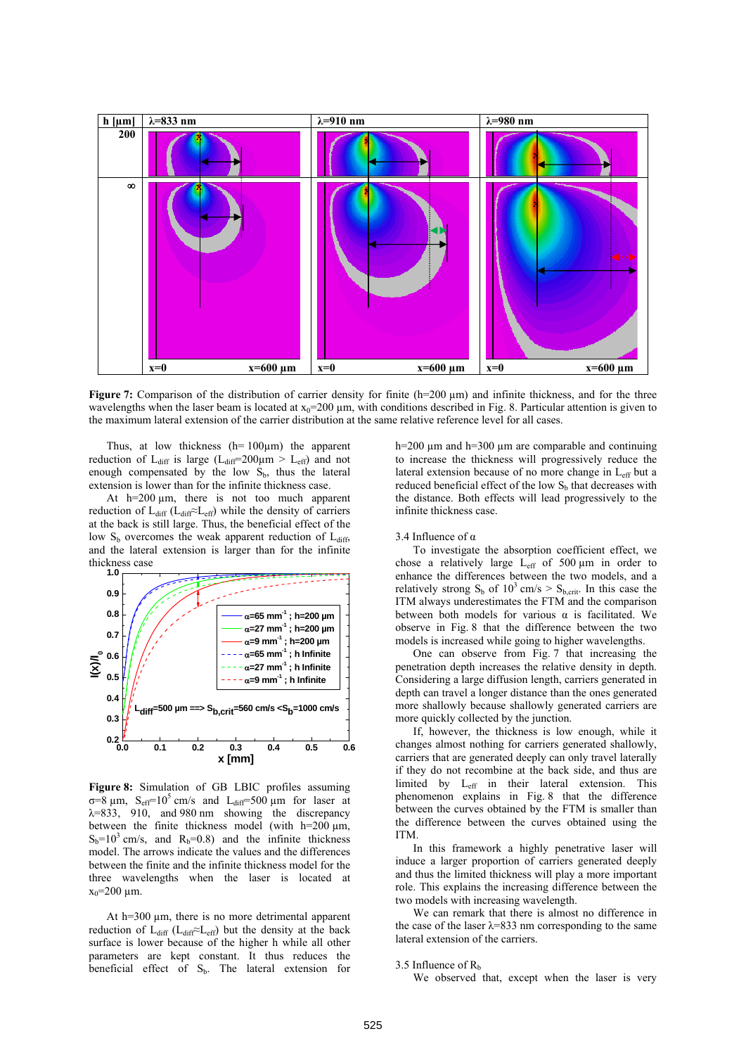**Figure 7:** Comparison of the distribution of carrier density for finite (h=200 µm) and infinite thickness, and for the three wavelengths when the laser beam is located at $x_0$=200 µm, with conditions described in Fig. 8. Particular attention is given to the maximum lateral extension of the carrier distribution at the same relative reference level for all cases.

Thus, at low thickness (h= 100µm) the apparent reduction of $L_{diff}$ is large ($L_{diff}$=200µm > $L_{eff}$) and not enough compensated by the low $S_b$, thus the lateral extension is lower than for the infinite thickness case.

At h=200 µm, there is not too much apparent reduction of $L_{diff}$ ($L_{diff} \approx L_{eff}$) while the density of carriers at the back is still large. Thus, the beneficial effect of the low $S_b$ overcomes the weak apparent reduction of $L_{diff}$, and the lateral extension is larger than for the infinite thickness case

**Figure 8:** Simulation of GB LBIC profiles assuming σ=8 µm, $S_{eff}$=$10^5$ cm/s and $L_{diff}$=500 µm for laser at λ=833, 910, and 980 nm showing the discrepancy between the finite thickness model (with h=200 µm, $S_b$=$10^3$ cm/s, and $R_b$=0.8) and the infinite thickness model. The arrows indicate the values and the differences between the finite and the infinite thickness model for the three wavelengths when the laser is located at $x_0$=200 µm.

At h=300 µm, there is no more detrimental apparent reduction of $L_{diff}$ ($L_{diff} \approx L_{eff}$) but the density at the back surface is lower because of the higher h while all other parameters are kept constant. It thus reduces the beneficial effect of $S_b$. The lateral extension for h=200 µm and h=300 µm are comparable and continuing to increase the thickness will progressively reduce the lateral extension because of no more change in $L_{eff}$ but a reduced beneficial effect of the low $S_b$ that decreases with the distance. Both effects will lead progressively to the infinite thickness case.

3.4 Influence of α

To investigate the absorption coefficient effect, we chose a relatively large $L_{eff}$ of 500 µm in order to enhance the differences between the two models, and a relatively strong $S_b$ of $10^3$ cm/s > $S_{b,crit}$. In this case the ITM always underestimates the FTM and the comparison between both models for various α is facilitated. We observe in Fig. 8 that the difference between the two models is increased while going to higher wavelengths.

One can observe from Fig. 7 that increasing the penetration depth increases the relative density in depth. Considering a large diffusion length, carriers generated in depth can travel a longer distance than the ones generated more shallowly because shallowly generated carriers are more quickly collected by the junction.

If, however, the thickness is low enough, while it changes about nothing for carriers generated shallowly, carriers that are generated deeply can only travel laterally if they do not recombine at the back side, and thus are limited by $L_{eff}$ in their lateral extension. This phenomenon explains in Fig. 8 that the difference between the curves obtained by the FTM is smaller than the difference between the curves obtained using the ITM.

In this framework a highly penetrative laser will induce a larger proportion of carriers generated deeply and thus the limited thickness will play a more important role. This explains the increasing difference between the two models with increasing wavelength.

We can remark that there is almost no difference in the case of the laser λ=833 nm corresponding to the same lateral extension of the carriers.

3.5 Influence of $R_b$

We observed that, except when the laser is very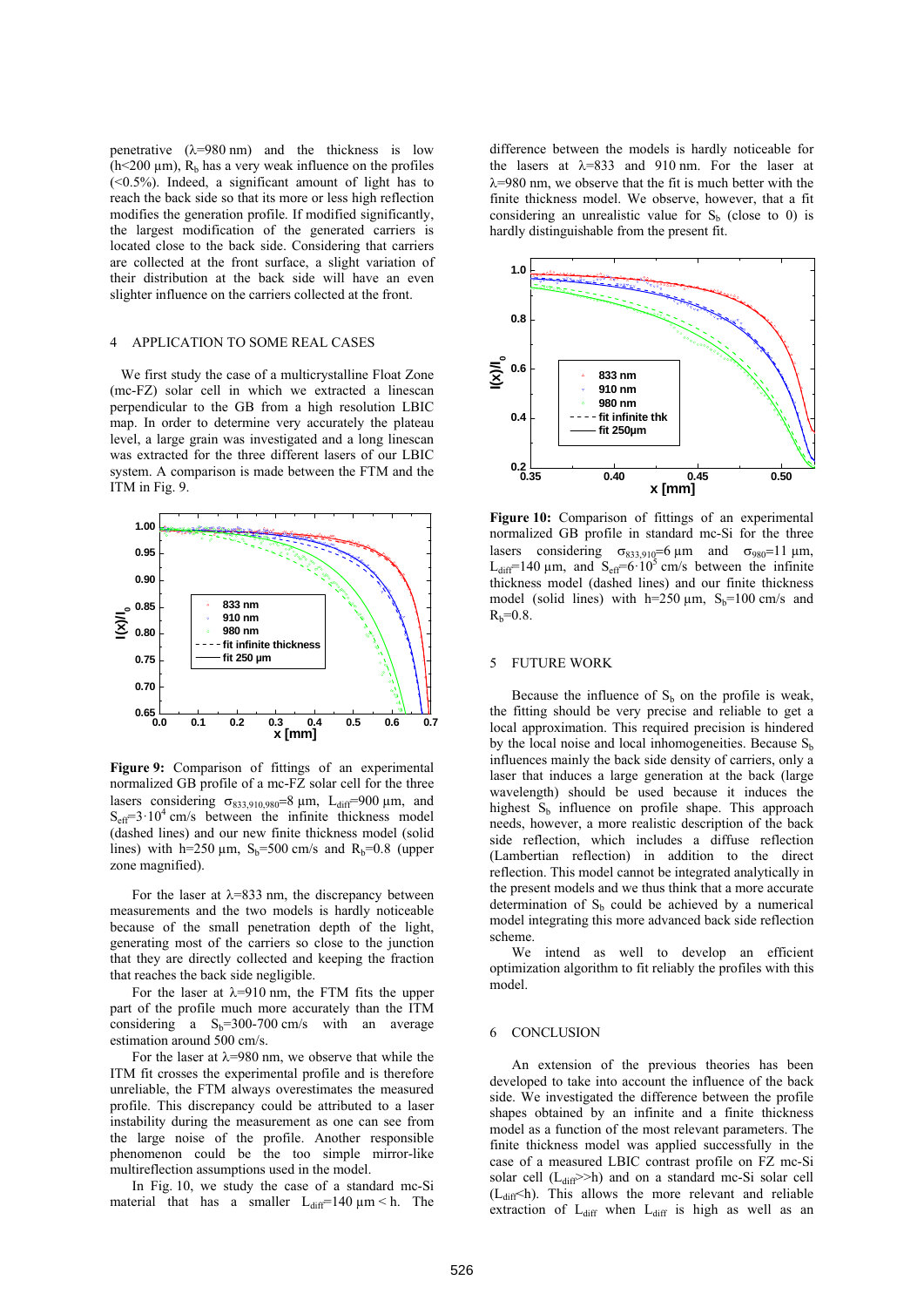penetrative (λ=980 nm) and the thickness is low (h<200 µm), $R_b$ has a very weak influence on the profiles (<0.5%). Indeed, a significant amount of light has to reach the back side so that its more or less high reflection modifies the generation profile. If modified significantly, the largest modification of the generated carriers is located close to the back side. Considering that carriers are collected at the front surface, a slight variation of their distribution at the back side will have an even slighter influence on the carriers collected at the front.

## 4 APPLICATION TO SOME REAL CASES

We first study the case of a multicrystalline Float Zone (mc-FZ) solar cell in which we extracted a linescan perpendicular to the GB from a high resolution LBIC map. In order to determine very accurately the plateau level, a large grain was investigated and a long linescan was extracted for the three different lasers of our LBIC system. A comparison is made between the FTM and the ITM in Fig. 9.

**Figure 9:** Comparison of fittings of an experimental normalized GB profile of a mc-FZ solar cell for the three lasers considering $\sigma_{833,910,980}$=8 µm, $L_{diff}$=900 µm, and $S_{eff}$=3·10$^4$ cm/s between the infinite thickness model (dashed lines) and our new finite thickness model (solid lines) with h=250 µm, $S_b$=500 cm/s and $R_b$=0.8 (upper zone magnified).

For the laser at λ=833 nm, the discrepancy between measurements and the two models is hardly noticeable because of the small penetration depth of the light, generating most of the carriers so close to the junction that they are directly collected and keeping the fraction that reaches the back side negligible.

For the laser at λ=910 nm, the FTM fits the upper part of the profile much more accurately than the ITM considering a $S_b$=300-700 cm/s with an average estimation around 500 cm/s.

For the laser at λ=980 nm, we observe that while the ITM fit crosses the experimental profile and is therefore unreliable, the FTM always overestimates the measured profile. This discrepancy could be attributed to a laser instability during the measurement as one can see from the large noise of the profile. Another responsible phenomenon could be the too simple mirror-like multireflection assumptions used in the model.

In Fig. 10, we study the case of a standard mc-Si material that has a smaller $L_{diff}$=140 µm < h. The difference between the models is hardly noticeable for the lasers at λ=833 and 910 nm. For the laser at λ=980 nm, we observe that the fit is much better with the finite thickness model. We observe, however, that a fit considering an unrealistic value for $S_b$ (close to 0) is hardly distinguishable from the present fit.

**Figure 10:** Comparison of fittings of an experimental normalized GB profile in standard mc-Si for the three lasers considering $\sigma_{833,910}$=6 µm and $\sigma_{980}$=11 µm, $L_{diff}$=140 µm, and $S_{eff}$=6·10$^5$ cm/s between the infinite thickness model (dashed lines) and our finite thickness model (solid lines) with h=250 µm, $S_b$=100 cm/s and $R_b$=0.8.

## 5 FUTURE WORK

Because the influence of $S_b$ on the profile is weak, the fitting should be very precise and reliable to get a local approximation. This required precision is hindered by the local noise and local inhomogeneities. Because $S_b$ influences mainly the back side density of carriers, only a laser that induces a large generation at the back (large wavelength) should be used because it induces the highest $S_b$ influence on profile shape. This approach needs, however, a more realistic description of the back side reflection, which includes a diffuse reflection (Lambertian reflection) in addition to the direct reflection. This model cannot be integrated analytically in the present models and we thus think that a more accurate determination of $S_b$ could be achieved by a numerical model integrating this more advanced back side reflection scheme.

We intend as well to develop an efficient optimization algorithm to fit reliably the profiles with this model.

## 6 CONCLUSION

An extension of the previous theories has been developed to take into account the influence of the back side. We investigated the difference between the profile shapes obtained by an infinite and a finite thickness model as a function of the most relevant parameters. The finite thickness model was applied successfully in the case of a measured LBIC contrast profile on FZ mc-Si solar cell ($L_{diff}$>>h) and on a standard mc-Si solar cell ($L_{diff}$<h). This allows the more relevant and reliable extraction of $L_{diff}$ when $L_{diff}$ is high as well as an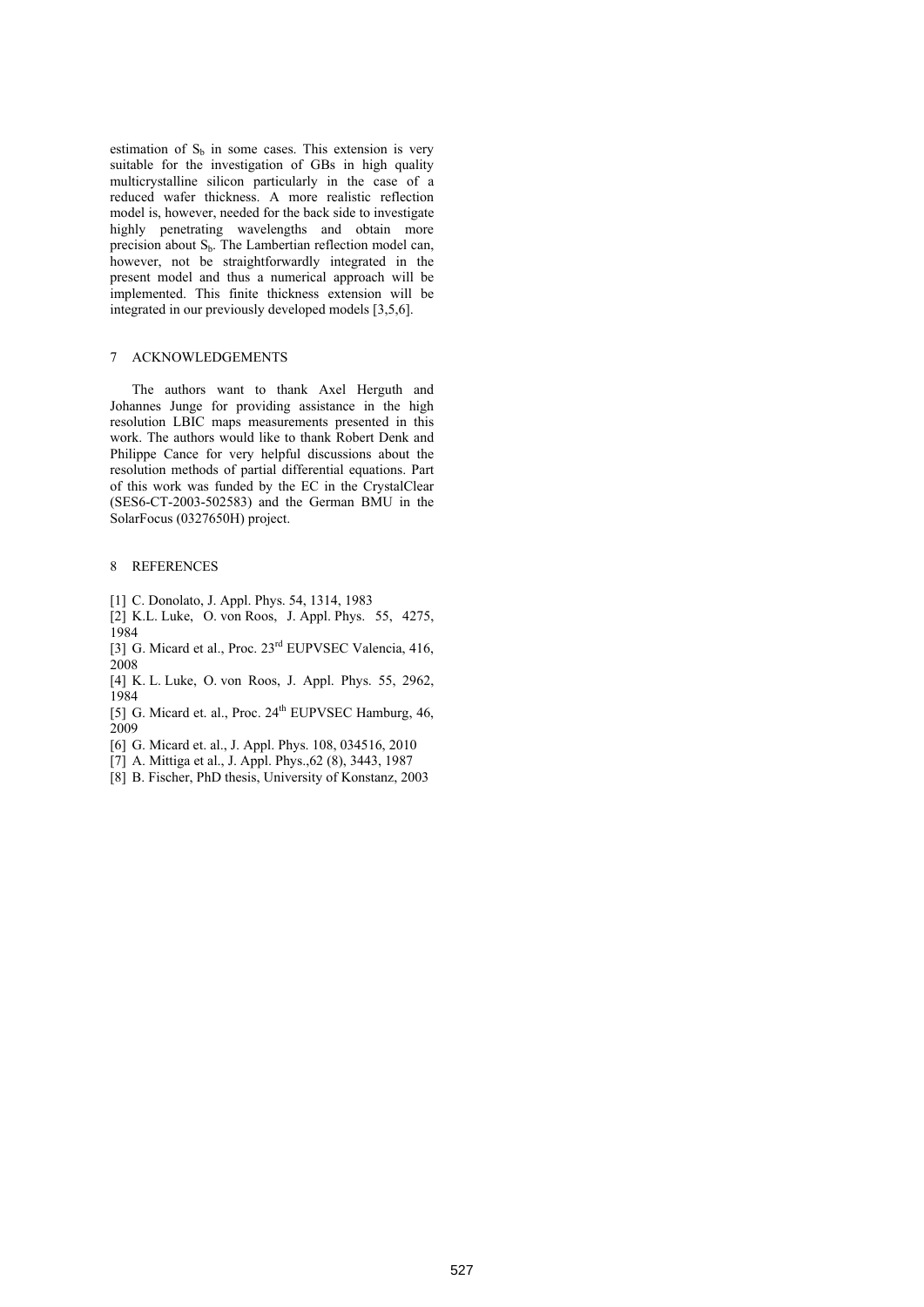estimation of $S_b$ in some cases. This extension is very suitable for the investigation of GBs in high quality multicrystalline silicon particularly in the case of a reduced wafer thickness. A more realistic reflection model is, however, needed for the back side to investigate highly penetrating wavelengths and obtain more precision about $S_b$. The Lambertian reflection model can, however, not be straightforwardly integrated in the present model and thus a numerical approach will be implemented. This finite thickness extension will be integrated in our previously developed models [3,5,6].

## 7 ACKNOWLEDGEMENTS

The authors want to thank Axel Herguth and Johannes Junge for providing assistance in the high resolution LBIC maps measurements presented in this work. The authors would like to thank Robert Denk and Philippe Cance for very helpful discussions about the resolution methods of partial differential equations. Part of this work was funded by the EC in the CrystalClear (SES6-CT-2003-502583) and the German BMU in the SolarFocus (0327650H) project.

## 8 REFERENCES

[1] C. Donolato, J. Appl. Phys. 54, 1314, 1983
[2] K.L. Luke, O. von Roos, J. Appl. Phys. 55, 4275, 1984
[3] G. Micard et al., Proc. 23rd EUPVSEC Valencia, 416, 2008
[4] K. L. Luke, O. von Roos, J. Appl. Phys. 55, 2962, 1984
[5] G. Micard et. al., Proc. 24th EUPVSEC Hamburg, 46, 2009
[6] G. Micard et. al., J. Appl. Phys. 108, 034516, 2010
[7] A. Mittiga et al., J. Appl. Phys.,62 (8), 3443, 1987
[8] B. Fischer, PhD thesis, University of Konstanz, 2003